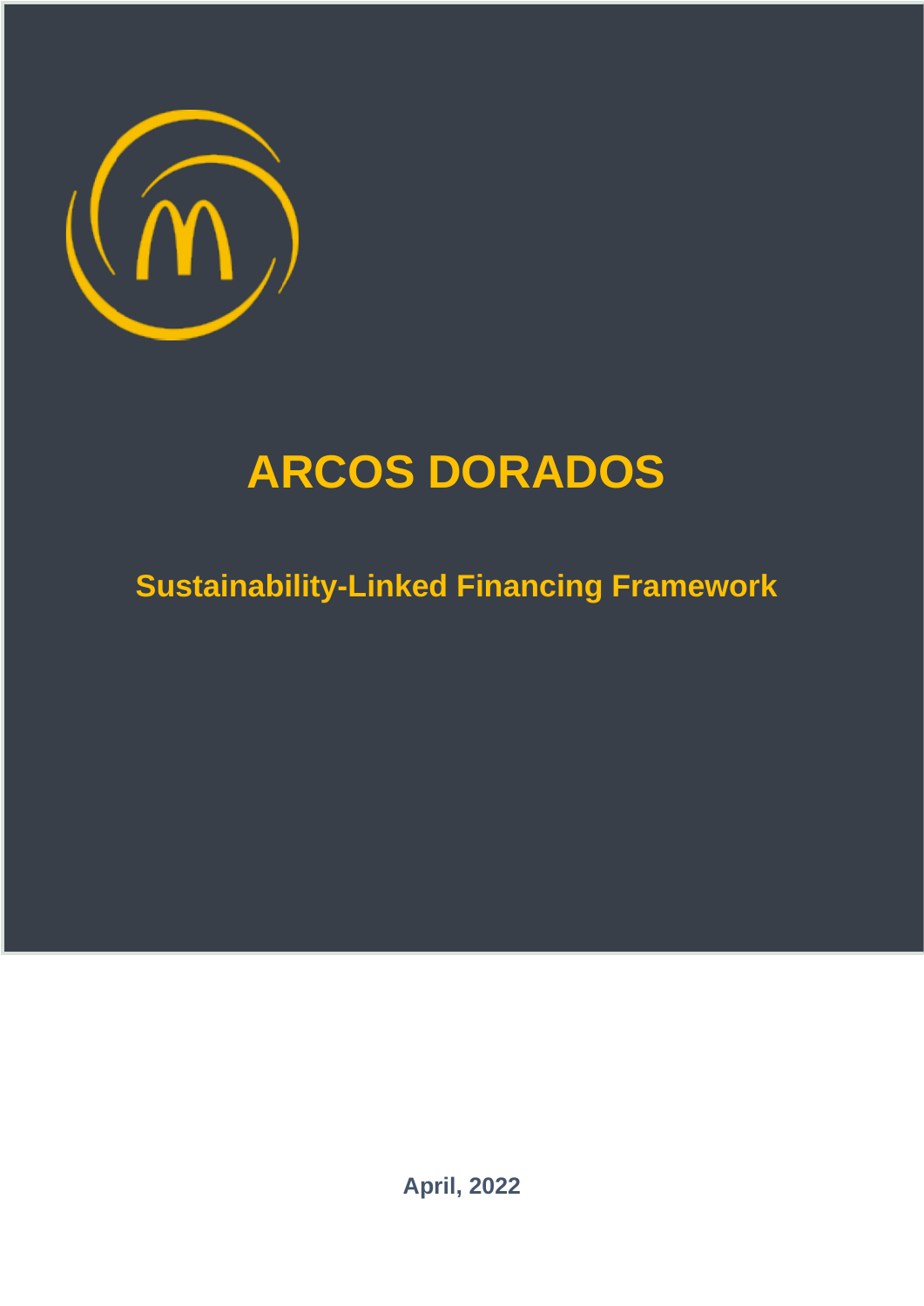# ARCOS DORADOS

## Sustainability-Linked Financing Framework

**April, 2022**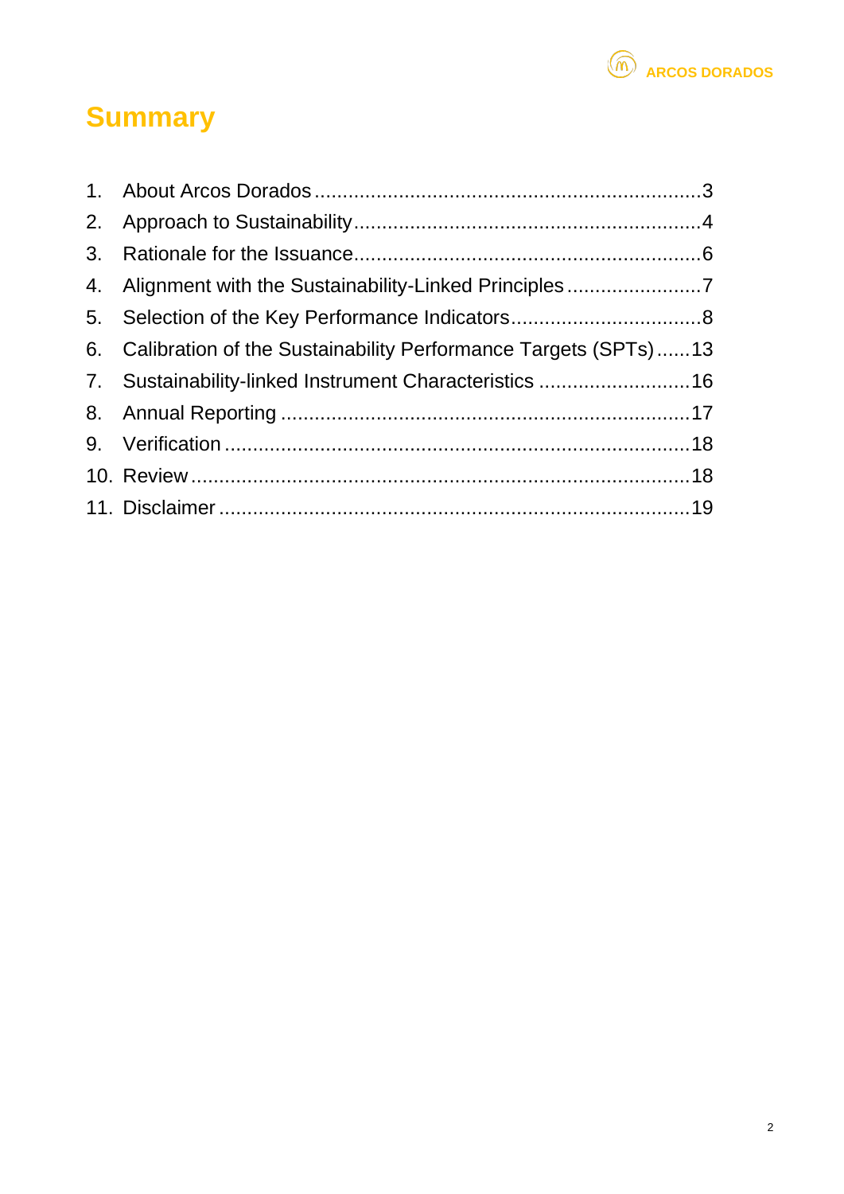# Summary

1. About Arcos Dorados ........................................................... 3
2. Approach to Sustainability ..................................................... 4
3. Rationale for the Issuance ..................................................... 6
4. Alignment with the Sustainability-Linked Principles ........................ 7
5. Selection of the Key Performance Indicators ................................. 8
6. Calibration of the Sustainability Performance Targets (SPTs) ...... 13
7. Sustainability-linked Instrument Characteristics ........................... 16
8. Annual Reporting ................................................................ 17
9. Verification ....................................................................... 18
10. Review ............................................................................ 18
11. Disclaimer ........................................................................ 19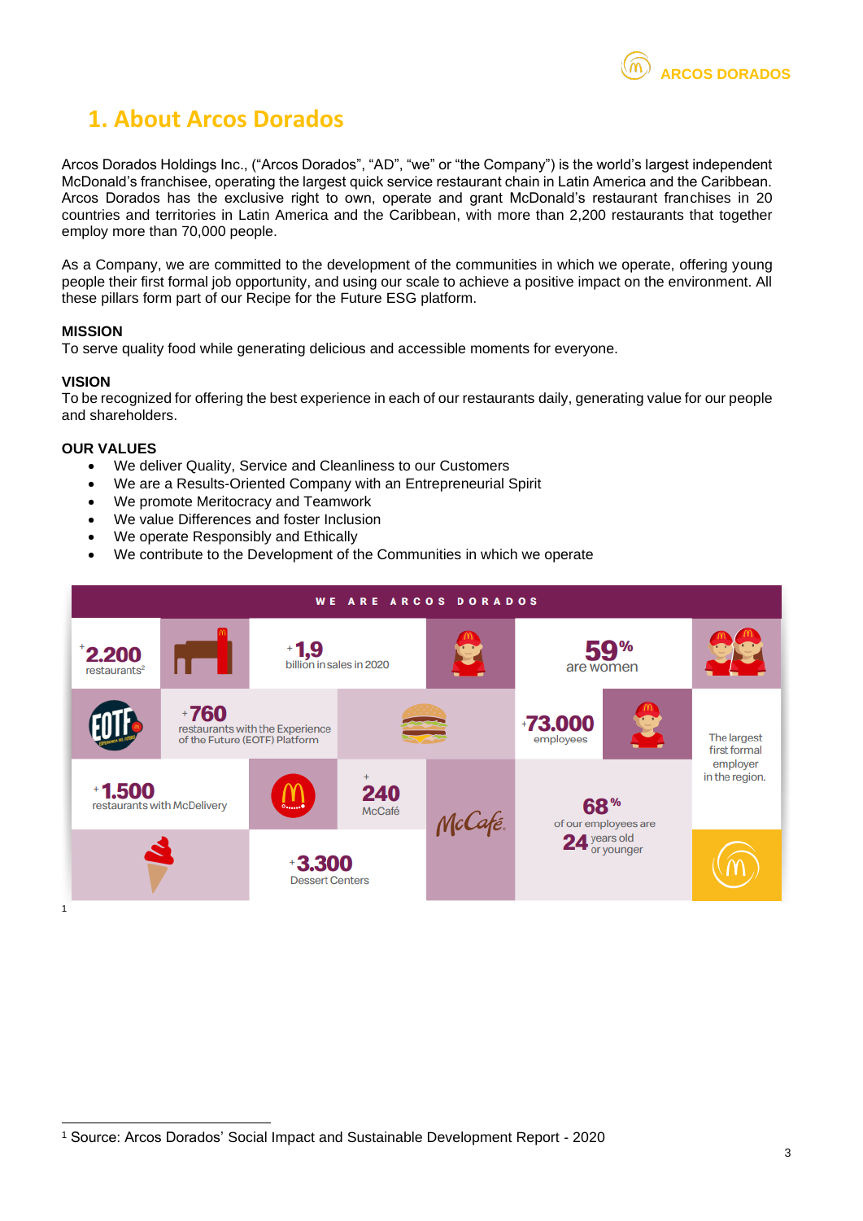# 1. About Arcos Dorados

Arcos Dorados Holdings Inc., (“Arcos Dorados”, “AD”, “we” or “the Company”) is the world’s largest independent McDonald’s franchisee, operating the largest quick service restaurant chain in Latin America and the Caribbean. Arcos Dorados has the exclusive right to own, operate and grant McDonald’s restaurant franchises in 20 countries and territories in Latin America and the Caribbean, with more than 2,200 restaurants that together employ more than 70,000 people.

As a Company, we are committed to the development of the communities in which we operate, offering young people their first formal job opportunity, and using our scale to achieve a positive impact on the environment. All these pillars form part of our Recipe for the Future ESG platform.

**MISSION**
To serve quality food while generating delicious and accessible moments for everyone.

**VISION**
To be recognized for offering the best experience in each of our restaurants daily, generating value for our people and shareholders.

**OUR VALUES**

- We deliver Quality, Service and Cleanliness to our Customers
- We are a Results-Oriented Company with an Entrepreneurial Spirit
- We promote Meritocracy and Teamwork
- We value Differences and foster Inclusion
- We operate Responsibly and Ethically
- We contribute to the Development of the Communities in which we operate

**WE ARE ARCOS DORADOS**

- +2.200 restaurants[2]
- +1,9 billion in sales in 2020
- 59% are women
- +760 restaurants with the Experience of the Future (EOTF) Platform
- +73.000 employees
- The largest first formal employer in the region.
- +1.500 restaurants with McDelivery
- +240 McCafé
- 68% of our employees are 24 years old or younger
- +3.300 Dessert Centers

[1]

---

[1] Source: Arcos Dorados’ Social Impact and Sustainable Development Report - 2020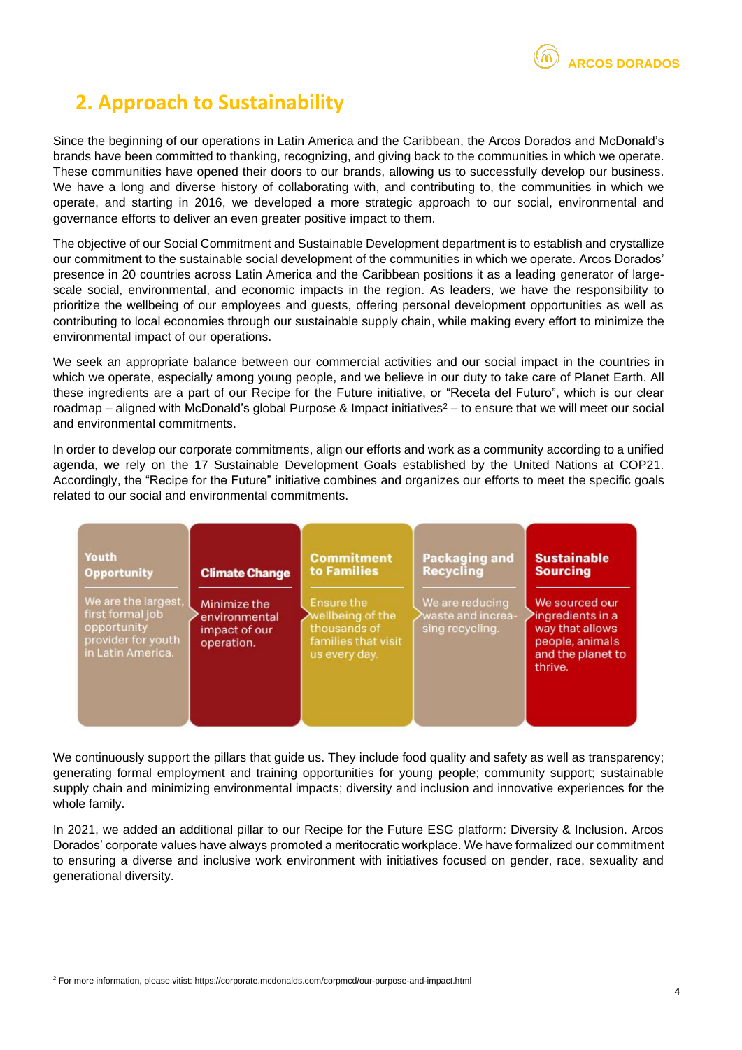## 2. Approach to Sustainability

Since the beginning of our operations in Latin America and the Caribbean, the Arcos Dorados and McDonald's brands have been committed to thanking, recognizing, and giving back to the communities in which we operate. These communities have opened their doors to our brands, allowing us to successfully develop our business. We have a long and diverse history of collaborating with, and contributing to, the communities in which we operate, and starting in 2016, we developed a more strategic approach to our social, environmental and governance efforts to deliver an even greater positive impact to them.

The objective of our Social Commitment and Sustainable Development department is to establish and crystallize our commitment to the sustainable social development of the communities in which we operate. Arcos Dorados' presence in 20 countries across Latin America and the Caribbean positions it as a leading generator of large-scale social, environmental, and economic impacts in the region. As leaders, we have the responsibility to prioritize the wellbeing of our employees and guests, offering personal development opportunities as well as contributing to local economies through our sustainable supply chain, while making every effort to minimize the environmental impact of our operations.

We seek an appropriate balance between our commercial activities and our social impact in the countries in which we operate, especially among young people, and we believe in our duty to take care of Planet Earth. All these ingredients are a part of our Recipe for the Future initiative, or "Receta del Futuro", which is our clear roadmap – aligned with McDonald's global Purpose & Impact initiatives[2] – to ensure that we will meet our social and environmental commitments.

In order to develop our corporate commitments, align our efforts and work as a community according to a unified agenda, we rely on the 17 Sustainable Development Goals established by the United Nations at COP21. Accordingly, the "Recipe for the Future" initiative combines and organizes our efforts to meet the specific goals related to our social and environmental commitments.

| Youth Opportunity | Climate Change | Commitment to Families | Packaging and Recycling | Sustainable Sourcing |
|---|---|---|---|---|
| We are the largest, first formal job opportunity provider for youth in Latin America. | Minimize the environmental impact of our operation. | Ensure the wellbeing of the thousands of families that visit us every day. | We are reducing waste and increasing recycling. | We sourced our ingredients in a way that allows people, animals and the planet to thrive. |

We continuously support the pillars that guide us. They include food quality and safety as well as transparency; generating formal employment and training opportunities for young people; community support; sustainable supply chain and minimizing environmental impacts; diversity and inclusion and innovative experiences for the whole family.

In 2021, we added an additional pillar to our Recipe for the Future ESG platform: Diversity & Inclusion. Arcos Dorados' corporate values have always promoted a meritocratic workplace. We have formalized our commitment to ensuring a diverse and inclusive work environment with initiatives focused on gender, race, sexuality and generational diversity.

---

[2] For more information, please vitist: https://corporate.mcdonalds.com/corpmcd/our-purpose-and-impact.html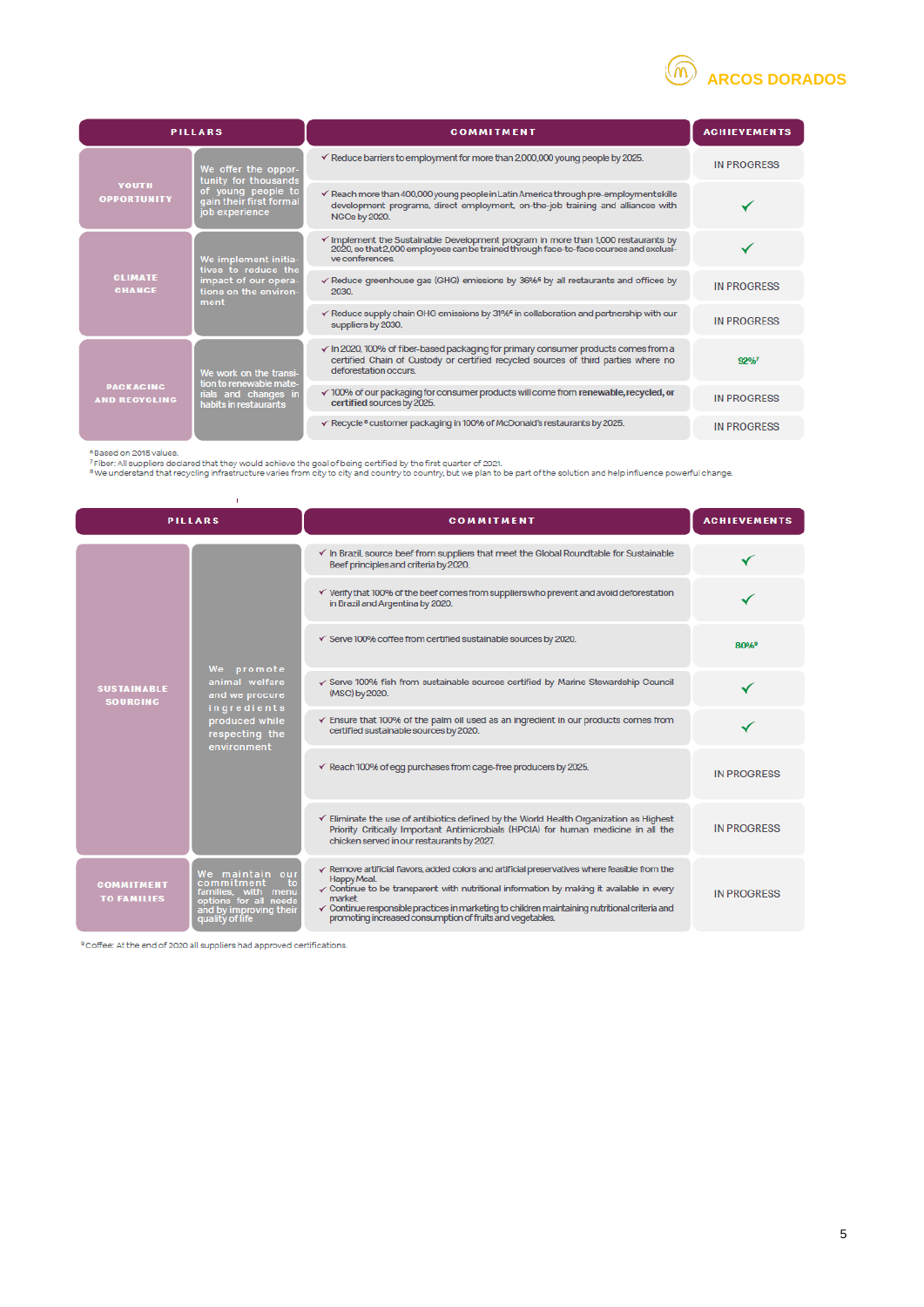| PILLARS | | COMMITMENT | ACHIEVEMENTS |
|---|---|---|---|
| YOUTH OPPORTUNITY | We offer the opportunity for thousands of young people to gain their first formal job experience | ✓ Reduce barriers to employment for more than 2,000,000 young people by 2025. | IN PROGRESS |
| | | ✓ Reach more than 400,000 young people in Latin America through pre-employment skills development programs, direct employment, on-the-job training and alliances with NGOs by 2020. | ✓ |
| CLIMATE CHANGE | We implement initiatives to reduce the impact of our operations on the environment | ✓ Implement the Sustainable Development program in more than 1,000 restaurants by 2020, so that 2,000 employees can be trained through face-to-face courses and exclusive conferences. | ✓ |
| | | ✓ Reduce greenhouse gas (GHG) emissions by 36%[6] by all restaurants and offices by 2030. | IN PROGRESS |
| | | ✓ Reduce supply chain GHG emissions by 31%[6] in collaboration and partnership with our suppliers by 2030. | IN PROGRESS |
| PACKAGING AND RECYCLING | We work on the transition to renewable materials and changes in habits in restaurants | ✓ In 2020, 100% of fiber-based packaging for primary consumer products comes from a certified Chain of Custody or certified recycled sources of third parties where no deforestation occurs. | 92%[7] |
| | | ✓ 100% of our packaging for consumer products will come from **renewable, recycled, or certified** sources by 2025. | IN PROGRESS |
| | | ✓ Recycle[8] customer packaging in 100% of McDonald's restaurants by 2025. | IN PROGRESS |

[6] Based on 2015 values.
[7] Fiber: All suppliers declared that they would achieve the goal of being certified by the first quarter of 2021.
[8] We understand that recycling infrastructure varies from city to city and country to country, but we plan to be part of the solution and help influence powerful change.

| PILLARS | | COMMITMENT | ACHIEVEMENTS |
|---|---|---|---|
| SUSTAINABLE SOURCING | We promote animal welfare and we procure ingredients produced while respecting the environment | ✓ In Brazil, source beef from suppliers that meet the Global Roundtable for Sustainable Beef principles and criteria by 2020. | ✓ |
| | | ✓ Verify that 100% of the beef comes from suppliers who prevent and avoid deforestation in Brazil and Argentina by 2020. | ✓ |
| | | ✓ Serve 100% coffee from certified sustainable sources by 2020. | 80%[9] |
| | | ✓ Serve 100% fish from sustainable sources certified by Marine Stewardship Council (MSC) by 2020. | ✓ |
| | | ✓ Ensure that 100% of the palm oil used as an ingredient in our products comes from certified sustainable sources by 2020. | ✓ |
| | | ✓ Reach 100% of egg purchases from cage-free producers by 2025. | IN PROGRESS |
| | | ✓ Eliminate the use of antibiotics defined by the World Health Organization as Highest Priority Critically Important Antimicrobials (HPCIA) for human medicine in all the chicken served in our restaurants by 2027. | IN PROGRESS |
| COMMITMENT TO FAMILIES | We maintain our commitment to families, with menu options for all needs and by improving their quality of life | ✓ Remove artificial flavors, added colors and artificial preservatives where feasible from the Happy Meal.<br>✓ Continue to be transparent with nutritional information by making it available in every market.<br>✓ Continue responsible practices in marketing to children maintaining nutritional criteria and promoting increased consumption of fruits and vegetables. | IN PROGRESS |

[9] Coffee: At the end of 2020 all suppliers had approved certifications.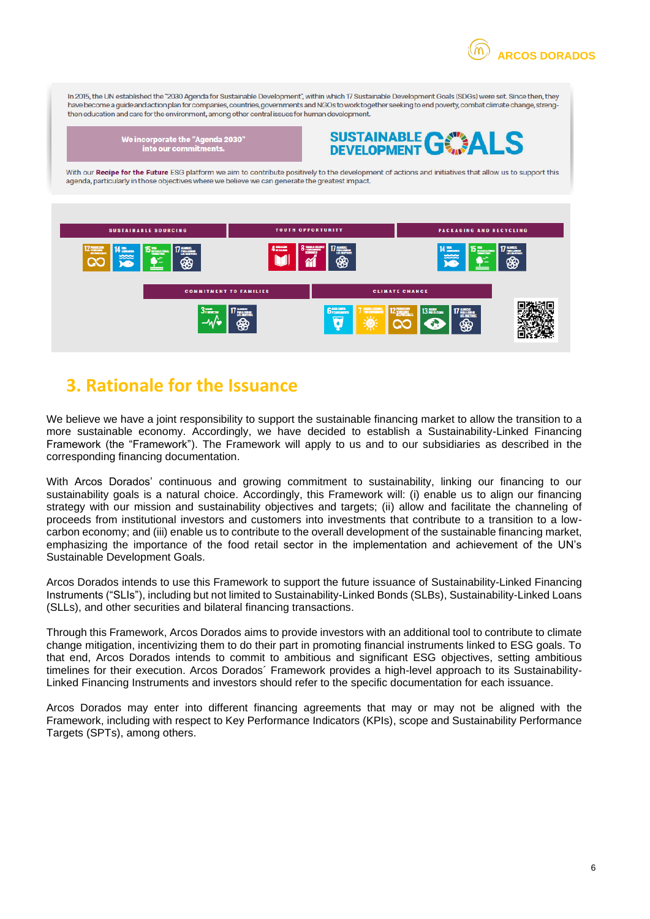In 2015, the UN established the "2030 Agenda for Sustainable Development", within which 17 Sustainable Development Goals (SDGs) were set. Since then, they have become a guide and action plan for companies, countries, governments and NGOs to work together seeking to end poverty, combat climate change, strengthen education and care for the environment, among other central issues for human development.

**We incorporate the "Agenda 2030" into our commitments.**

SUSTAINABLE DEVELOPMENT GOALS

With our **Recipe for the Future** ESG platform we aim to contribute positively to the development of actions and initiatives that allow us to support this agenda, particularly in those objectives where we believe we can generate the greatest impact.

| SUSTAINABLE SOURCING | YOUTH OPPORTUNITY | PACKAGING AND RECYCLING |
|---|---|---|
| 12, 14, 15, 17 | 4, 8, 17 | 14, 15, 17 |

| COMMITMENT TO FAMILIES | CLIMATE CHANGE |
|---|---|
| 3, 17 | 6, 7, 12, 13, 17 |

## 3. Rationale for the Issuance

We believe we have a joint responsibility to support the sustainable financing market to allow the transition to a more sustainable economy. Accordingly, we have decided to establish a Sustainability-Linked Financing Framework (the "Framework"). The Framework will apply to us and to our subsidiaries as described in the corresponding financing documentation.

With Arcos Dorados' continuous and growing commitment to sustainability, linking our financing to our sustainability goals is a natural choice. Accordingly, this Framework will: (i) enable us to align our financing strategy with our mission and sustainability objectives and targets; (ii) allow and facilitate the channeling of proceeds from institutional investors and customers into investments that contribute to a transition to a low-carbon economy; and (iii) enable us to contribute to the overall development of the sustainable financing market, emphasizing the importance of the food retail sector in the implementation and achievement of the UN's Sustainable Development Goals.

Arcos Dorados intends to use this Framework to support the future issuance of Sustainability-Linked Financing Instruments ("SLIs"), including but not limited to Sustainability-Linked Bonds (SLBs), Sustainability-Linked Loans (SLLs), and other securities and bilateral financing transactions.

Through this Framework, Arcos Dorados aims to provide investors with an additional tool to contribute to climate change mitigation, incentivizing them to do their part in promoting financial instruments linked to ESG goals. To that end, Arcos Dorados intends to commit to ambitious and significant ESG objectives, setting ambitious timelines for their execution. Arcos Dorados´ Framework provides a high-level approach to its Sustainability-Linked Financing Instruments and investors should refer to the specific documentation for each issuance.

Arcos Dorados may enter into different financing agreements that may or may not be aligned with the Framework, including with respect to Key Performance Indicators (KPIs), scope and Sustainability Performance Targets (SPTs), among others.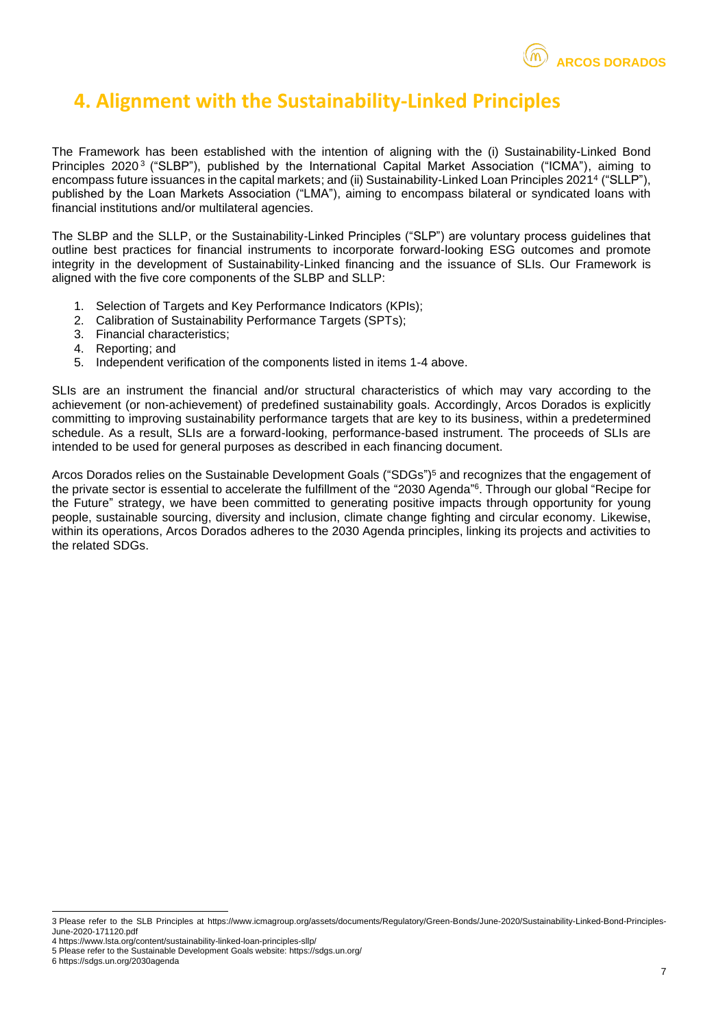# 4. Alignment with the Sustainability-Linked Principles

The Framework has been established with the intention of aligning with the (i) Sustainability-Linked Bond Principles 2020[3] ("SLBP"), published by the International Capital Market Association ("ICMA"), aiming to encompass future issuances in the capital markets; and (ii) Sustainability-Linked Loan Principles 2021[4] ("SLLP"), published by the Loan Markets Association ("LMA"), aiming to encompass bilateral or syndicated loans with financial institutions and/or multilateral agencies.

The SLBP and the SLLP, or the Sustainability-Linked Principles ("SLP") are voluntary process guidelines that outline best practices for financial instruments to incorporate forward-looking ESG outcomes and promote integrity in the development of Sustainability-Linked financing and the issuance of SLIs. Our Framework is aligned with the five core components of the SLBP and SLLP:

1. Selection of Targets and Key Performance Indicators (KPIs);
2. Calibration of Sustainability Performance Targets (SPTs);
3. Financial characteristics;
4. Reporting; and
5. Independent verification of the components listed in items 1-4 above.

SLIs are an instrument the financial and/or structural characteristics of which may vary according to the achievement (or non-achievement) of predefined sustainability goals. Accordingly, Arcos Dorados is explicitly committing to improving sustainability performance targets that are key to its business, within a predetermined schedule. As a result, SLIs are a forward-looking, performance-based instrument. The proceeds of SLIs are intended to be used for general purposes as described in each financing document.

Arcos Dorados relies on the Sustainable Development Goals ("SDGs")[5] and recognizes that the engagement of the private sector is essential to accelerate the fulfillment of the "2030 Agenda"[6]. Through our global "Recipe for the Future" strategy, we have been committed to generating positive impacts through opportunity for young people, sustainable sourcing, diversity and inclusion, climate change fighting and circular economy. Likewise, within its operations, Arcos Dorados adheres to the 2030 Agenda principles, linking its projects and activities to the related SDGs.

---

3 Please refer to the SLB Principles at https://www.icmagroup.org/assets/documents/Regulatory/Green-Bonds/June-2020/Sustainability-Linked-Bond-Principles-June-2020-171120.pdf

4 https://www.lsta.org/content/sustainability-linked-loan-principles-sllp/

5 Please refer to the Sustainable Development Goals website: https://sdgs.un.org/

6 https://sdgs.un.org/2030agenda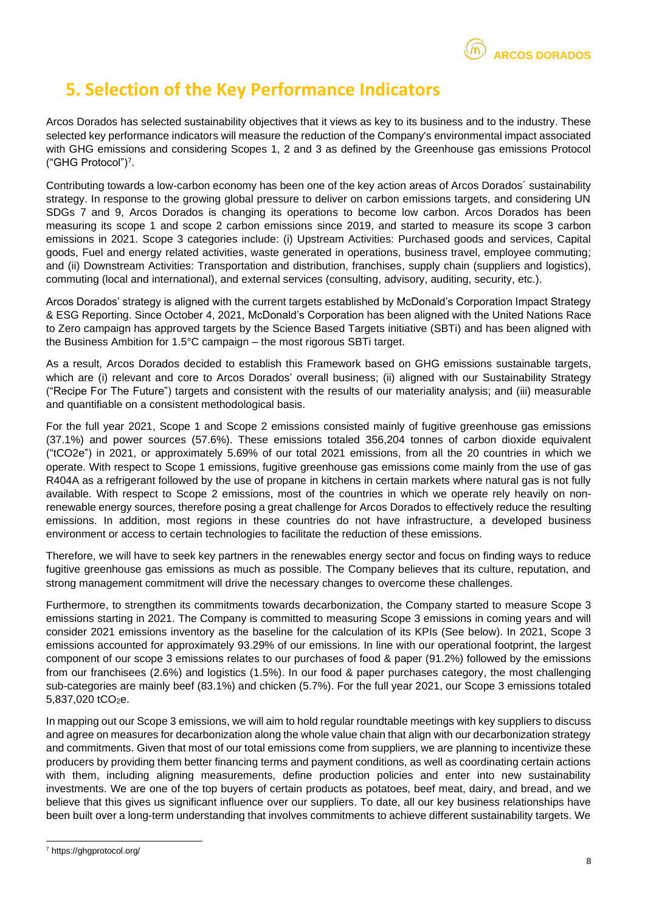## 5. Selection of the Key Performance Indicators

Arcos Dorados has selected sustainability objectives that it views as key to its business and to the industry. These selected key performance indicators will measure the reduction of the Company's environmental impact associated with GHG emissions and considering Scopes 1, 2 and 3 as defined by the Greenhouse gas emissions Protocol ("GHG Protocol")[7].

Contributing towards a low-carbon economy has been one of the key action areas of Arcos Dorados´ sustainability strategy. In response to the growing global pressure to deliver on carbon emissions targets, and considering UN SDGs 7 and 9, Arcos Dorados is changing its operations to become low carbon. Arcos Dorados has been measuring its scope 1 and scope 2 carbon emissions since 2019, and started to measure its scope 3 carbon emissions in 2021. Scope 3 categories include: (i) Upstream Activities: Purchased goods and services, Capital goods, Fuel and energy related activities, waste generated in operations, business travel, employee commuting; and (ii) Downstream Activities: Transportation and distribution, franchises, supply chain (suppliers and logistics), commuting (local and international), and external services (consulting, advisory, auditing, security, etc.).

Arcos Dorados' strategy is aligned with the current targets established by McDonald's Corporation Impact Strategy & ESG Reporting. Since October 4, 2021, McDonald's Corporation has been aligned with the United Nations Race to Zero campaign has approved targets by the Science Based Targets initiative (SBTi) and has been aligned with the Business Ambition for 1.5°C campaign – the most rigorous SBTi target.

As a result, Arcos Dorados decided to establish this Framework based on GHG emissions sustainable targets, which are (i) relevant and core to Arcos Dorados' overall business; (ii) aligned with our Sustainability Strategy ("Recipe For The Future") targets and consistent with the results of our materiality analysis; and (iii) measurable and quantifiable on a consistent methodological basis.

For the full year 2021, Scope 1 and Scope 2 emissions consisted mainly of fugitive greenhouse gas emissions (37.1%) and power sources (57.6%). These emissions totaled 356,204 tonnes of carbon dioxide equivalent ("tCO2e") in 2021, or approximately 5.69% of our total 2021 emissions, from all the 20 countries in which we operate. With respect to Scope 1 emissions, fugitive greenhouse gas emissions come mainly from the use of gas R404A as a refrigerant followed by the use of propane in kitchens in certain markets where natural gas is not fully available. With respect to Scope 2 emissions, most of the countries in which we operate rely heavily on non-renewable energy sources, therefore posing a great challenge for Arcos Dorados to effectively reduce the resulting emissions. In addition, most regions in these countries do not have infrastructure, a developed business environment or access to certain technologies to facilitate the reduction of these emissions.

Therefore, we will have to seek key partners in the renewables energy sector and focus on finding ways to reduce fugitive greenhouse gas emissions as much as possible. The Company believes that its culture, reputation, and strong management commitment will drive the necessary changes to overcome these challenges.

Furthermore, to strengthen its commitments towards decarbonization, the Company started to measure Scope 3 emissions starting in 2021. The Company is committed to measuring Scope 3 emissions in coming years and will consider 2021 emissions inventory as the baseline for the calculation of its KPIs (See below). In 2021, Scope 3 emissions accounted for approximately 93.29% of our emissions. In line with our operational footprint, the largest component of our scope 3 emissions relates to our purchases of food & paper (91.2%) followed by the emissions from our franchisees (2.6%) and logistics (1.5%). In our food & paper purchases category, the most challenging sub-categories are mainly beef (83.1%) and chicken (5.7%). For the full year 2021, our Scope 3 emissions totaled 5,837,020 $tCO_2e$.

In mapping out our Scope 3 emissions, we will aim to hold regular roundtable meetings with key suppliers to discuss and agree on measures for decarbonization along the whole value chain that align with our decarbonization strategy and commitments. Given that most of our total emissions come from suppliers, we are planning to incentivize these producers by providing them better financing terms and payment conditions, as well as coordinating certain actions with them, including aligning measurements, define production policies and enter into new sustainability investments. We are one of the top buyers of certain products as potatoes, beef meat, dairy, and bread, and we believe that this gives us significant influence over our suppliers. To date, all our key business relationships have been built over a long-term understanding that involves commitments to achieve different sustainability targets. We

[7] https://ghgprotocol.org/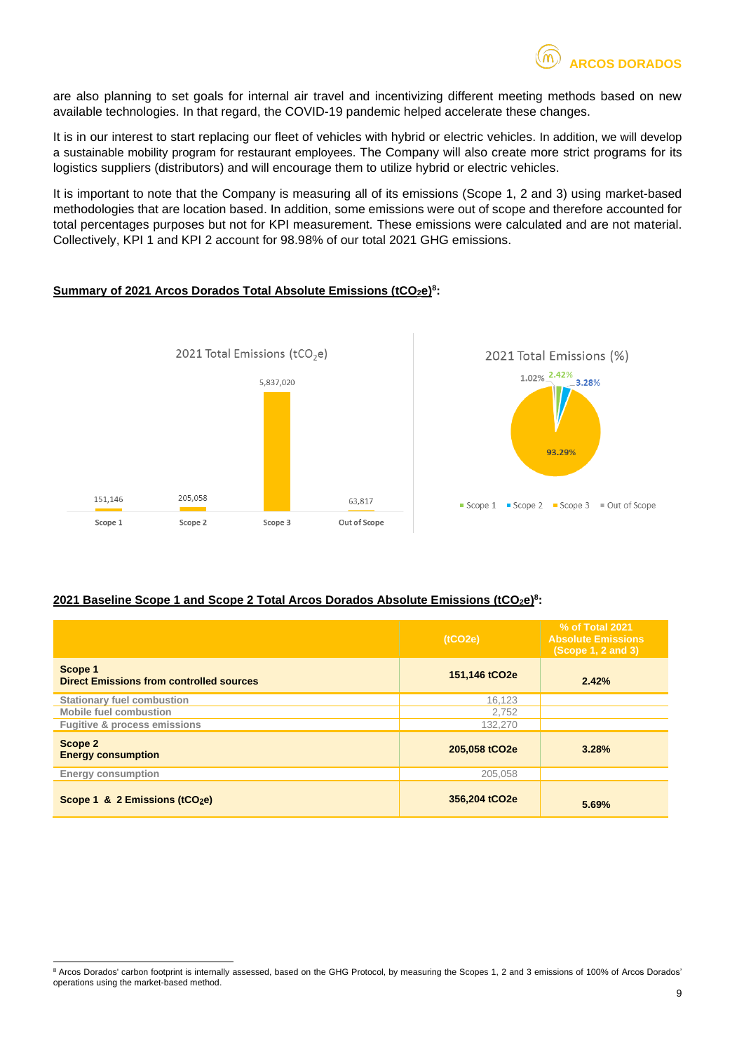are also planning to set goals for internal air travel and incentivizing different meeting methods based on new available technologies. In that regard, the COVID-19 pandemic helped accelerate these changes.

It is in our interest to start replacing our fleet of vehicles with hybrid or electric vehicles. In addition, we will develop a sustainable mobility program for restaurant employees. The Company will also create more strict programs for its logistics suppliers (distributors) and will encourage them to utilize hybrid or electric vehicles.

It is important to note that the Company is measuring all of its emissions (Scope 1, 2 and 3) using market-based methodologies that are location based. In addition, some emissions were out of scope and therefore accounted for total percentages purposes but not for KPI measurement. These emissions were calculated and are not material. Collectively, KPI 1 and KPI 2 account for 98.98% of our total 2021 GHG emissions.

**Summary of 2021 Arcos Dorados Total Absolute Emissions ($tCO_2e$)[8]:**

2021 Total Emissions ($tCO_2e$)

| Scope 1 | Scope 2 | Scope 3 | Out of Scope |
|---|---|---|---|
| 151,146 | 205,058 | 5,837,020 | 63,817 |

2021 Total Emissions (%)

| Scope 1 | Scope 2 | Scope 3 | Out of Scope |
|---|---|---|---|
| 2.42% | 3.28% | 93.29% | 1.02% |

**2021 Baseline Scope 1 and Scope 2 Total Arcos Dorados Absolute Emissions ($tCO_2e$)[8]:**

| | (tCO2e) | % of Total 2021 Absolute Emissions (Scope 1, 2 and 3) |
|---|---|---|
| **Scope 1**<br>**Direct Emissions from controlled sources** | **151,146 tCO2e** | **2.42%** |
| Stationary fuel combustion | 16,123 | |
| Mobile fuel combustion | 2,752 | |
| Fugitive & process emissions | 132,270 | |
| **Scope 2**<br>**Energy consumption** | **205,058 tCO2e** | **3.28%** |
| Energy consumption | 205,058 | |
| **Scope 1 & 2 Emissions ($tCO_2e$)** | **356,204 tCO2e** | **5.69%** |

[8] Arcos Dorados' carbon footprint is internally assessed, based on the GHG Protocol, by measuring the Scopes 1, 2 and 3 emissions of 100% of Arcos Dorados' operations using the market-based method.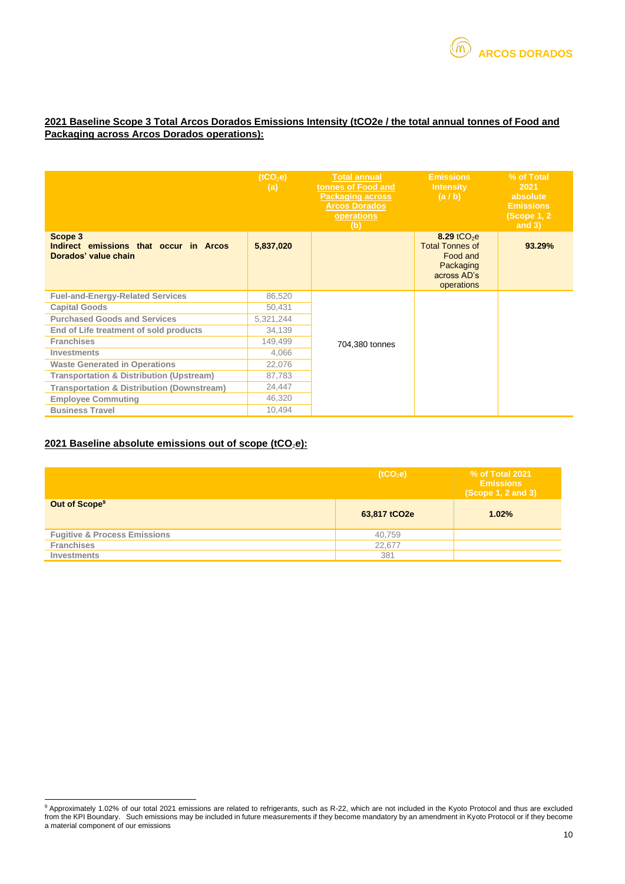**2021 Baseline Scope 3 Total Arcos Dorados Emissions Intensity (tCO2e / the total annual tonnes of Food and Packaging across Arcos Dorados operations):**

| | ($tCO_2e$) (a) | Total annual tonnes of Food and Packaging across Arcos Dorados operations (b) | Emissions Intensity (a / b) | % of Total 2021 absolute Emissions (Scope 1, 2 and 3) |
|---|---|---|---|---|
| **Scope 3 Indirect emissions that occur in Arcos Dorados' value chain** | **5,837,020** | | **8.29** $tCO_2e$ Total Tonnes of Food and Packaging across AD's operations | **93.29%** |
| Fuel-and-Energy-Related Services | 86,520 | 704,380 tonnes | | |
| Capital Goods | 50,431 | | | |
| Purchased Goods and Services | 5,321,244 | | | |
| End of Life treatment of sold products | 34,139 | | | |
| Franchises | 149,499 | | | |
| Investments | 4,066 | | | |
| Waste Generated in Operations | 22,076 | | | |
| Transportation & Distribution (Upstream) | 87,783 | | | |
| Transportation & Distribution (Downstream) | 24,447 | | | |
| Employee Commuting | 46,320 | | | |
| Business Travel | 10,494 | | | |

**2021 Baseline absolute emissions out of scope ($tCO_2e$):**

| | ($tCO_2e$) | % of Total 2021 Emissions (Scope 1, 2 and 3) |
|---|---|---|
| **Out of Scope**[9] | **63,817 tCO2e** | **1.02%** |
| Fugitive & Process Emissions | 40,759 | |
| Franchises | 22,677 | |
| Investments | 381 | |

[9] Approximately 1.02% of our total 2021 emissions are related to refrigerants, such as R-22, which are not included in the Kyoto Protocol and thus are excluded from the KPI Boundary. Such emissions may be included in future measurements if they become mandatory by an amendment in Kyoto Protocol or if they become a material component of our emissions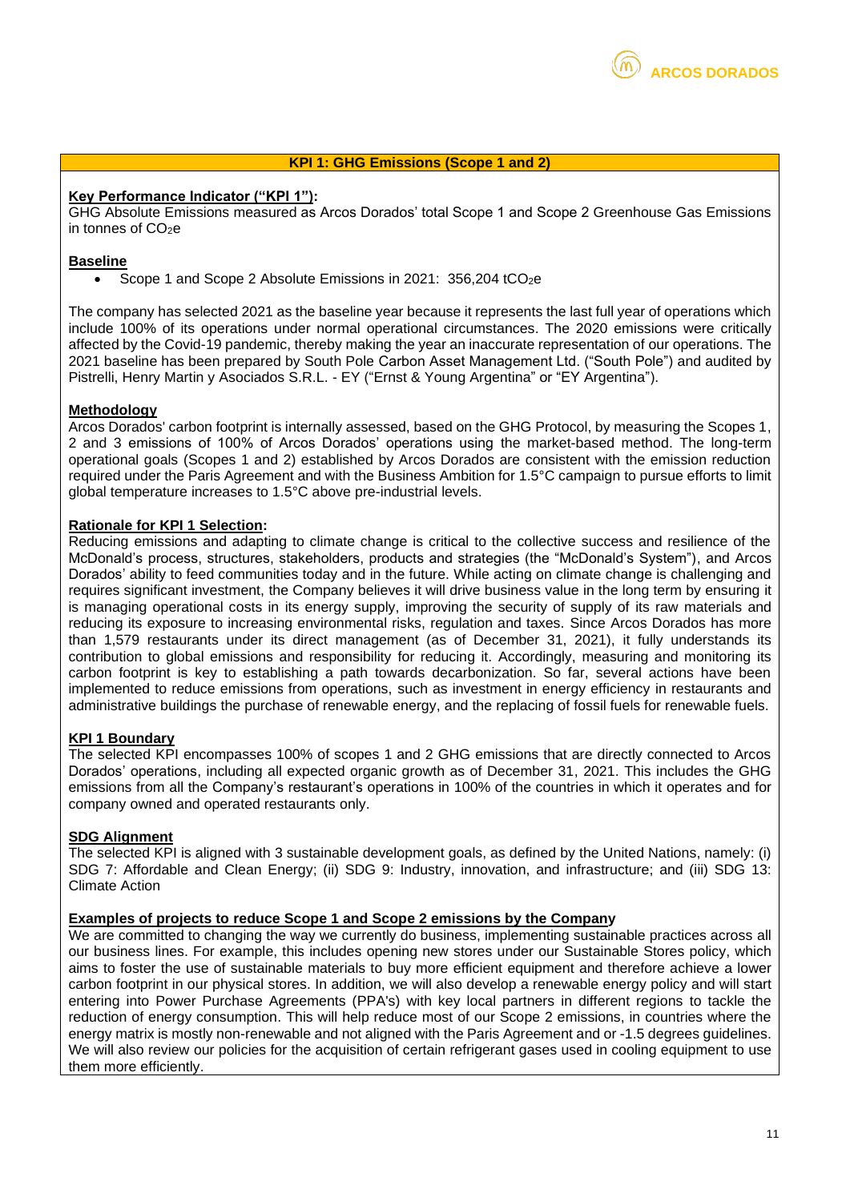## KPI 1: GHG Emissions (Scope 1 and 2)

**Key Performance Indicator ("KPI 1"):**

GHG Absolute Emissions measured as Arcos Dorados' total Scope 1 and Scope 2 Greenhouse Gas Emissions in tonnes of $CO_2e$

**Baseline**

- Scope 1 and Scope 2 Absolute Emissions in 2021: 356,204 $tCO_2e$

The company has selected 2021 as the baseline year because it represents the last full year of operations which include 100% of its operations under normal operational circumstances. The 2020 emissions were critically affected by the Covid-19 pandemic, thereby making the year an inaccurate representation of our operations. The 2021 baseline has been prepared by South Pole Carbon Asset Management Ltd. ("South Pole") and audited by Pistrelli, Henry Martin y Asociados S.R.L. - EY ("Ernst & Young Argentina" or "EY Argentina").

**Methodology**

Arcos Dorados' carbon footprint is internally assessed, based on the GHG Protocol, by measuring the Scopes 1, 2 and 3 emissions of 100% of Arcos Dorados' operations using the market-based method. The long-term operational goals (Scopes 1 and 2) established by Arcos Dorados are consistent with the emission reduction required under the Paris Agreement and with the Business Ambition for 1.5°C campaign to pursue efforts to limit global temperature increases to 1.5°C above pre-industrial levels.

**Rationale for KPI 1 Selection:**

Reducing emissions and adapting to climate change is critical to the collective success and resilience of the McDonald's process, structures, stakeholders, products and strategies (the "McDonald's System"), and Arcos Dorados' ability to feed communities today and in the future. While acting on climate change is challenging and requires significant investment, the Company believes it will drive business value in the long term by ensuring it is managing operational costs in its energy supply, improving the security of supply of its raw materials and reducing its exposure to increasing environmental risks, regulation and taxes. Since Arcos Dorados has more than 1,579 restaurants under its direct management (as of December 31, 2021), it fully understands its contribution to global emissions and responsibility for reducing it. Accordingly, measuring and monitoring its carbon footprint is key to establishing a path towards decarbonization. So far, several actions have been implemented to reduce emissions from operations, such as investment in energy efficiency in restaurants and administrative buildings the purchase of renewable energy, and the replacing of fossil fuels for renewable fuels.

**KPI 1 Boundary**

The selected KPI encompasses 100% of scopes 1 and 2 GHG emissions that are directly connected to Arcos Dorados' operations, including all expected organic growth as of December 31, 2021. This includes the GHG emissions from all the Company's restaurant's operations in 100% of the countries in which it operates and for company owned and operated restaurants only.

**SDG Alignment**

The selected KPI is aligned with 3 sustainable development goals, as defined by the United Nations, namely: (i) SDG 7: Affordable and Clean Energy; (ii) SDG 9: Industry, innovation, and infrastructure; and (iii) SDG 13: Climate Action

**Examples of projects to reduce Scope 1 and Scope 2 emissions by the Company**

We are committed to changing the way we currently do business, implementing sustainable practices across all our business lines. For example, this includes opening new stores under our Sustainable Stores policy, which aims to foster the use of sustainable materials to buy more efficient equipment and therefore achieve a lower carbon footprint in our physical stores. In addition, we will also develop a renewable energy policy and will start entering into Power Purchase Agreements (PPA's) with key local partners in different regions to tackle the reduction of energy consumption. This will help reduce most of our Scope 2 emissions, in countries where the energy matrix is mostly non-renewable and not aligned with the Paris Agreement and or -1.5 degrees guidelines. We will also review our policies for the acquisition of certain refrigerant gases used in cooling equipment to use them more efficiently.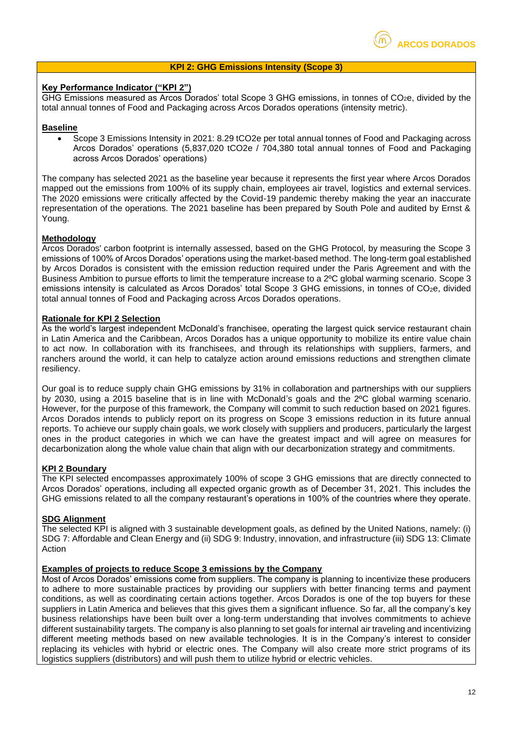## KPI 2: GHG Emissions Intensity (Scope 3)

**Key Performance Indicator ("KPI 2")**

GHG Emissions measured as Arcos Dorados' total Scope 3 GHG emissions, in tonnes of $CO_2e$, divided by the total annual tonnes of Food and Packaging across Arcos Dorados operations (intensity metric).

**Baseline**

- Scope 3 Emissions Intensity in 2021: 8.29 $tCO_2e$ per total annual tonnes of Food and Packaging across Arcos Dorados' operations (5,837,020 $tCO_2e$ / 704,380 total annual tonnes of Food and Packaging across Arcos Dorados' operations)

The company has selected 2021 as the baseline year because it represents the first year where Arcos Dorados mapped out the emissions from 100% of its supply chain, employees air travel, logistics and external services. The 2020 emissions were critically affected by the Covid-19 pandemic thereby making the year an inaccurate representation of the operations. The 2021 baseline has been prepared by South Pole and audited by Ernst & Young.

**Methodology**

Arcos Dorados' carbon footprint is internally assessed, based on the GHG Protocol, by measuring the Scope 3 emissions of 100% of Arcos Dorados' operations using the market-based method. The long-term goal established by Arcos Dorados is consistent with the emission reduction required under the Paris Agreement and with the Business Ambition to pursue efforts to limit the temperature increase to a 2ºC global warming scenario. Scope 3 emissions intensity is calculated as Arcos Dorados' total Scope 3 GHG emissions, in tonnes of $CO_2e$, divided total annual tonnes of Food and Packaging across Arcos Dorados operations.

**Rationale for KPI 2 Selection**

As the world's largest independent McDonald's franchisee, operating the largest quick service restaurant chain in Latin America and the Caribbean, Arcos Dorados has a unique opportunity to mobilize its entire value chain to act now. In collaboration with its franchisees, and through its relationships with suppliers, farmers, and ranchers around the world, it can help to catalyze action around emissions reductions and strengthen climate resiliency.

Our goal is to reduce supply chain GHG emissions by 31% in collaboration and partnerships with our suppliers by 2030, using a 2015 baseline that is in line with McDonald's goals and the 2ºC global warming scenario. However, for the purpose of this framework, the Company will commit to such reduction based on 2021 figures. Arcos Dorados intends to publicly report on its progress on Scope 3 emissions reduction in its future annual reports. To achieve our supply chain goals, we work closely with suppliers and producers, particularly the largest ones in the product categories in which we can have the greatest impact and will agree on measures for decarbonization along the whole value chain that align with our decarbonization strategy and commitments.

**KPI 2 Boundary**

The KPI selected encompasses approximately 100% of scope 3 GHG emissions that are directly connected to Arcos Dorados' operations, including all expected organic growth as of December 31, 2021. This includes the GHG emissions related to all the company restaurant's operations in 100% of the countries where they operate.

**SDG Alignment**

The selected KPI is aligned with 3 sustainable development goals, as defined by the United Nations, namely: (i) SDG 7: Affordable and Clean Energy and (ii) SDG 9: Industry, innovation, and infrastructure (iii) SDG 13: Climate Action

**Examples of projects to reduce Scope 3 emissions by the Company**

Most of Arcos Dorados' emissions come from suppliers. The company is planning to incentivize these producers to adhere to more sustainable practices by providing our suppliers with better financing terms and payment conditions, as well as coordinating certain actions together. Arcos Dorados is one of the top buyers for these suppliers in Latin America and believes that this gives them a significant influence. So far, all the company's key business relationships have been built over a long-term understanding that involves commitments to achieve different sustainability targets. The company is also planning to set goals for internal air traveling and incentivizing different meeting methods based on new available technologies. It is in the Company's interest to consider replacing its vehicles with hybrid or electric ones. The Company will also create more strict programs of its logistics suppliers (distributors) and will push them to utilize hybrid or electric vehicles.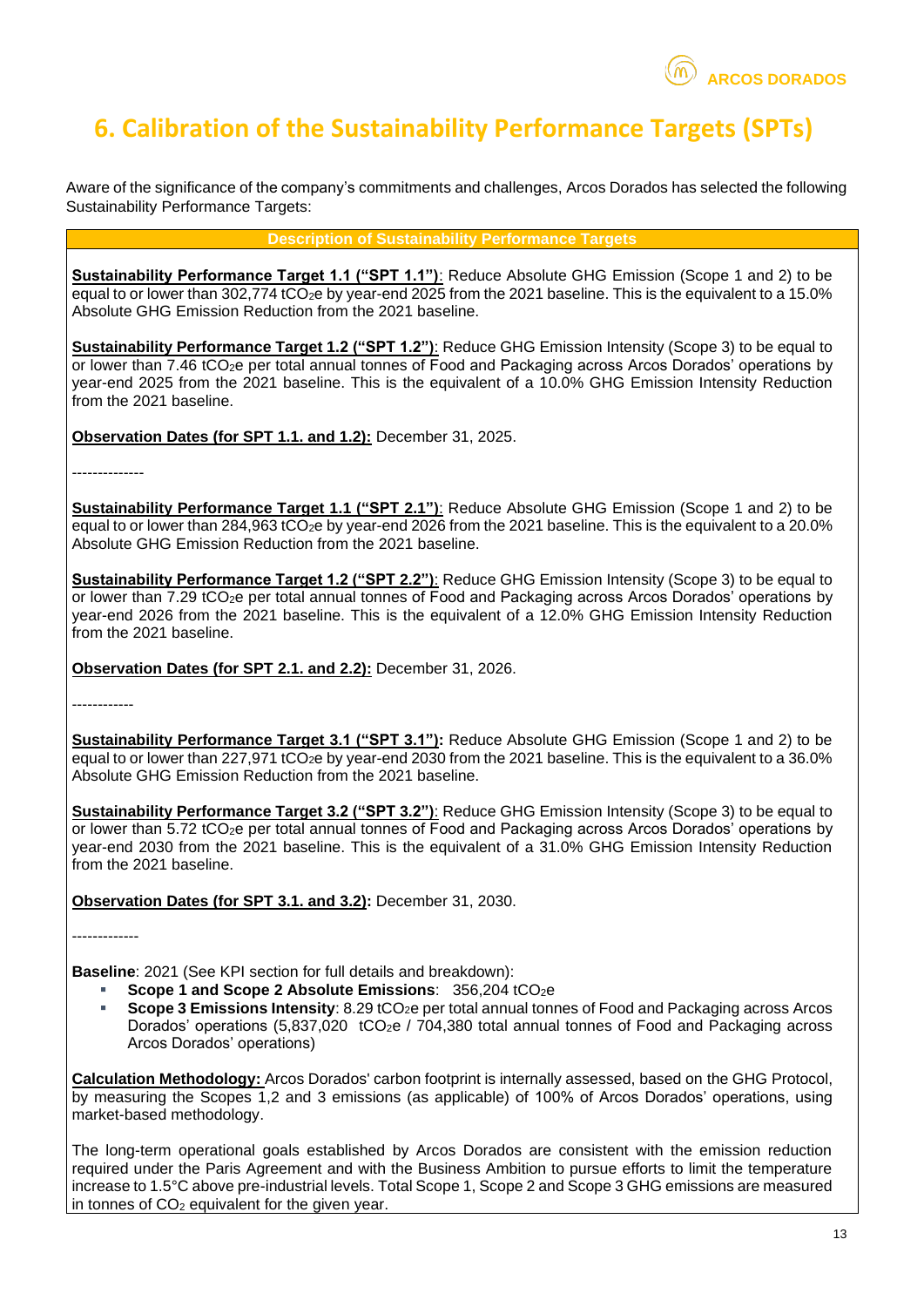# 6. Calibration of the Sustainability Performance Targets (SPTs)

Aware of the significance of the company's commitments and challenges, Arcos Dorados has selected the following Sustainability Performance Targets:

| Description of Sustainability Performance Targets |
|---|
| **Sustainability Performance Target 1.1 ("SPT 1.1")**: Reduce Absolute GHG Emission (Scope 1 and 2) to be equal to or lower than 302,774 $tCO_2e$ by year-end 2025 from the 2021 baseline. This is the equivalent to a 15.0% Absolute GHG Emission Reduction from the 2021 baseline.<br><br>**Sustainability Performance Target 1.2 ("SPT 1.2")**: Reduce GHG Emission Intensity (Scope 3) to be equal to or lower than 7.46 $tCO_2e$ per total annual tonnes of Food and Packaging across Arcos Dorados' operations by year-end 2025 from the 2021 baseline. This is the equivalent of a 10.0% GHG Emission Intensity Reduction from the 2021 baseline.<br><br>**Observation Dates (for SPT 1.1. and 1.2):** December 31, 2025.<br><br>--------------<br><br>**Sustainability Performance Target 1.1 ("SPT 2.1")**: Reduce Absolute GHG Emission (Scope 1 and 2) to be equal to or lower than 284,963 $tCO_2e$ by year-end 2026 from the 2021 baseline. This is the equivalent to a 20.0% Absolute GHG Emission Reduction from the 2021 baseline.<br><br>**Sustainability Performance Target 1.2 ("SPT 2.2")**: Reduce GHG Emission Intensity (Scope 3) to be equal to or lower than 7.29 $tCO_2e$ per total annual tonnes of Food and Packaging across Arcos Dorados' operations by year-end 2026 from the 2021 baseline. This is the equivalent of a 12.0% GHG Emission Intensity Reduction from the 2021 baseline.<br><br>**Observation Dates (for SPT 2.1. and 2.2):** December 31, 2026.<br><br>------------<br><br>**Sustainability Performance Target 3.1 ("SPT 3.1"):** Reduce Absolute GHG Emission (Scope 1 and 2) to be equal to or lower than 227,971 $tCO_2e$ by year-end 2030 from the 2021 baseline. This is the equivalent to a 36.0% Absolute GHG Emission Reduction from the 2021 baseline.<br><br>**Sustainability Performance Target 3.2 ("SPT 3.2")**: Reduce GHG Emission Intensity (Scope 3) to be equal to or lower than 5.72 $tCO_2e$ per total annual tonnes of Food and Packaging across Arcos Dorados' operations by year-end 2030 from the 2021 baseline. This is the equivalent of a 31.0% GHG Emission Intensity Reduction from the 2021 baseline.<br><br>**Observation Dates (for SPT 3.1. and 3.2):** December 31, 2030.<br><br>-------------<br><br>**Baseline**: 2021 (See KPI section for full details and breakdown):<br>- **Scope 1 and Scope 2 Absolute Emissions**: 356,204 $tCO_2e$<br>- **Scope 3 Emissions Intensity**: 8.29 $tCO_2e$ per total annual tonnes of Food and Packaging across Arcos Dorados' operations (5,837,020 $tCO_2e$ / 704,380 total annual tonnes of Food and Packaging across Arcos Dorados' operations)<br><br>**Calculation Methodology:** Arcos Dorados' carbon footprint is internally assessed, based on the GHG Protocol, by measuring the Scopes 1,2 and 3 emissions (as applicable) of 100% of Arcos Dorados' operations, using market-based methodology.<br><br>The long-term operational goals established by Arcos Dorados are consistent with the emission reduction required under the Paris Agreement and with the Business Ambition to pursue efforts to limit the temperature increase to 1.5°C above pre-industrial levels. Total Scope 1, Scope 2 and Scope 3 GHG emissions are measured in tonnes of $CO_2$ equivalent for the given year. |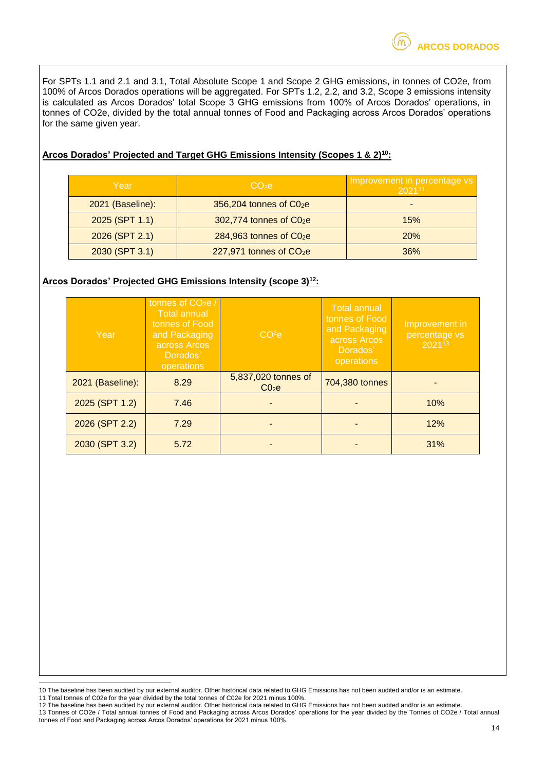For SPTs 1.1 and 2.1 and 3.1, Total Absolute Scope 1 and Scope 2 GHG emissions, in tonnes of CO2e, from 100% of Arcos Dorados operations will be aggregated. For SPTs 1.2, 2.2, and 3.2, Scope 3 emissions intensity is calculated as Arcos Dorados' total Scope 3 GHG emissions from 100% of Arcos Dorados' operations, in tonnes of CO2e, divided by the total annual tonnes of Food and Packaging across Arcos Dorados' operations for the same given year.

**Arcos Dorados' Projected and Target GHG Emissions Intensity (Scopes 1 & 2)[10]:**

| Year | $CO_2e$ | Improvement in percentage vs 2021[11] |
|---|---|---|
| 2021 (Baseline): | 356,204 tonnes of $CO_2e$ | - |
| 2025 (SPT 1.1) | 302,774 tonnes of $CO_2e$ | 15% |
| 2026 (SPT 2.1) | 284,963 tonnes of $CO_2e$ | 20% |
| 2030 (SPT 3.1) | 227,971 tonnes of $CO_2e$ | 36% |

**Arcos Dorados' Projected GHG Emissions Intensity (scope 3)[12]:**

| Year | tonnes of $CO_2e$ / Total annual tonnes of Food and Packaging across Arcos Dorados' operations | $CO^2e$ | Total annual tonnes of Food and Packaging across Arcos Dorados' operations | Improvement in percentage vs 2021[13] |
|---|---|---|---|---|
| 2021 (Baseline): | 8.29 | 5,837,020 tonnes of $CO_2e$ | 704,380 tonnes | - |
| 2025 (SPT 1.2) | 7.46 | - | - | 10% |
| 2026 (SPT 2.2) | 7.29 | - | - | 12% |
| 2030 (SPT 3.2) | 5.72 | - | - | 31% |

10 The baseline has been audited by our external auditor. Other historical data related to GHG Emissions has not been audited and/or is an estimate.

11 Total tonnes of C02e for the year divided by the total tonnes of C02e for 2021 minus 100%.

12 The baseline has been audited by our external auditor. Other historical data related to GHG Emissions has not been audited and/or is an estimate.

13 Tonnes of CO2e / Total annual tonnes of Food and Packaging across Arcos Dorados' operations for the year divided by the Tonnes of CO2e / Total annual tonnes of Food and Packaging across Arcos Dorados' operations for 2021 minus 100%.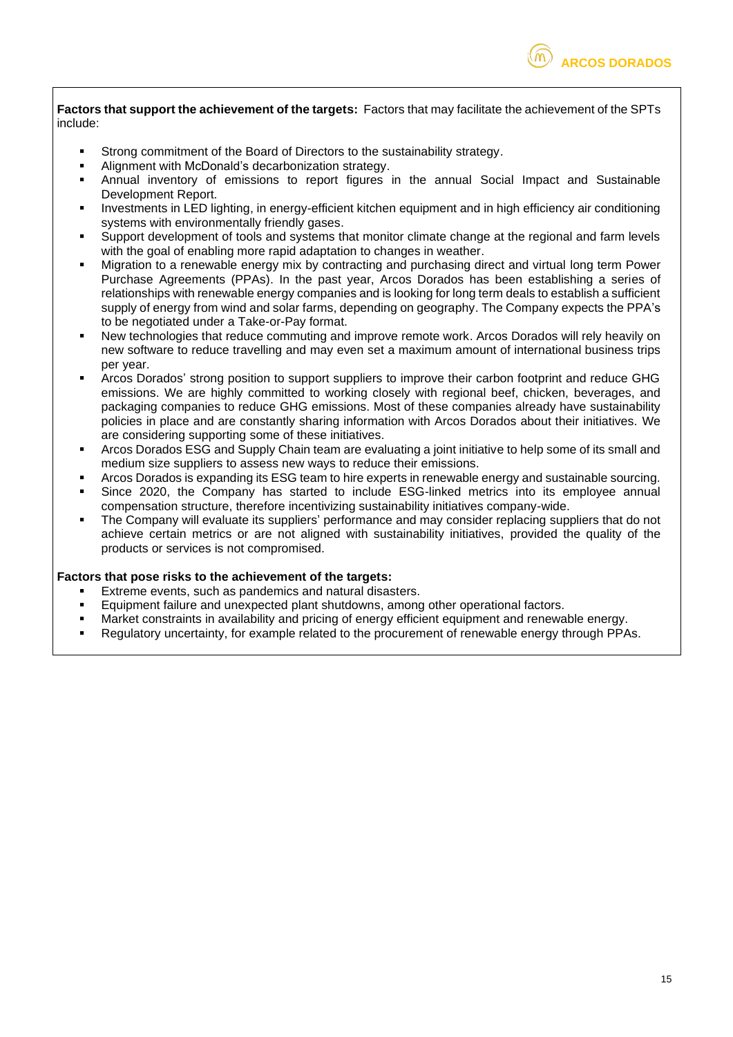**Factors that support the achievement of the targets:** Factors that may facilitate the achievement of the SPTs include:

- Strong commitment of the Board of Directors to the sustainability strategy.
- Alignment with McDonald's decarbonization strategy.
- Annual inventory of emissions to report figures in the annual Social Impact and Sustainable Development Report.
- Investments in LED lighting, in energy-efficient kitchen equipment and in high efficiency air conditioning systems with environmentally friendly gases.
- Support development of tools and systems that monitor climate change at the regional and farm levels with the goal of enabling more rapid adaptation to changes in weather.
- Migration to a renewable energy mix by contracting and purchasing direct and virtual long term Power Purchase Agreements (PPAs). In the past year, Arcos Dorados has been establishing a series of relationships with renewable energy companies and is looking for long term deals to establish a sufficient supply of energy from wind and solar farms, depending on geography. The Company expects the PPA's to be negotiated under a Take-or-Pay format.
- New technologies that reduce commuting and improve remote work. Arcos Dorados will rely heavily on new software to reduce travelling and may even set a maximum amount of international business trips per year.
- Arcos Dorados' strong position to support suppliers to improve their carbon footprint and reduce GHG emissions. We are highly committed to working closely with regional beef, chicken, beverages, and packaging companies to reduce GHG emissions. Most of these companies already have sustainability policies in place and are constantly sharing information with Arcos Dorados about their initiatives. We are considering supporting some of these initiatives.
- Arcos Dorados ESG and Supply Chain team are evaluating a joint initiative to help some of its small and medium size suppliers to assess new ways to reduce their emissions.
- Arcos Dorados is expanding its ESG team to hire experts in renewable energy and sustainable sourcing.
- Since 2020, the Company has started to include ESG-linked metrics into its employee annual compensation structure, therefore incentivizing sustainability initiatives company-wide.
- The Company will evaluate its suppliers' performance and may consider replacing suppliers that do not achieve certain metrics or are not aligned with sustainability initiatives, provided the quality of the products or services is not compromised.

**Factors that pose risks to the achievement of the targets:**

- Extreme events, such as pandemics and natural disasters.
- Equipment failure and unexpected plant shutdowns, among other operational factors.
- Market constraints in availability and pricing of energy efficient equipment and renewable energy.
- Regulatory uncertainty, for example related to the procurement of renewable energy through PPAs.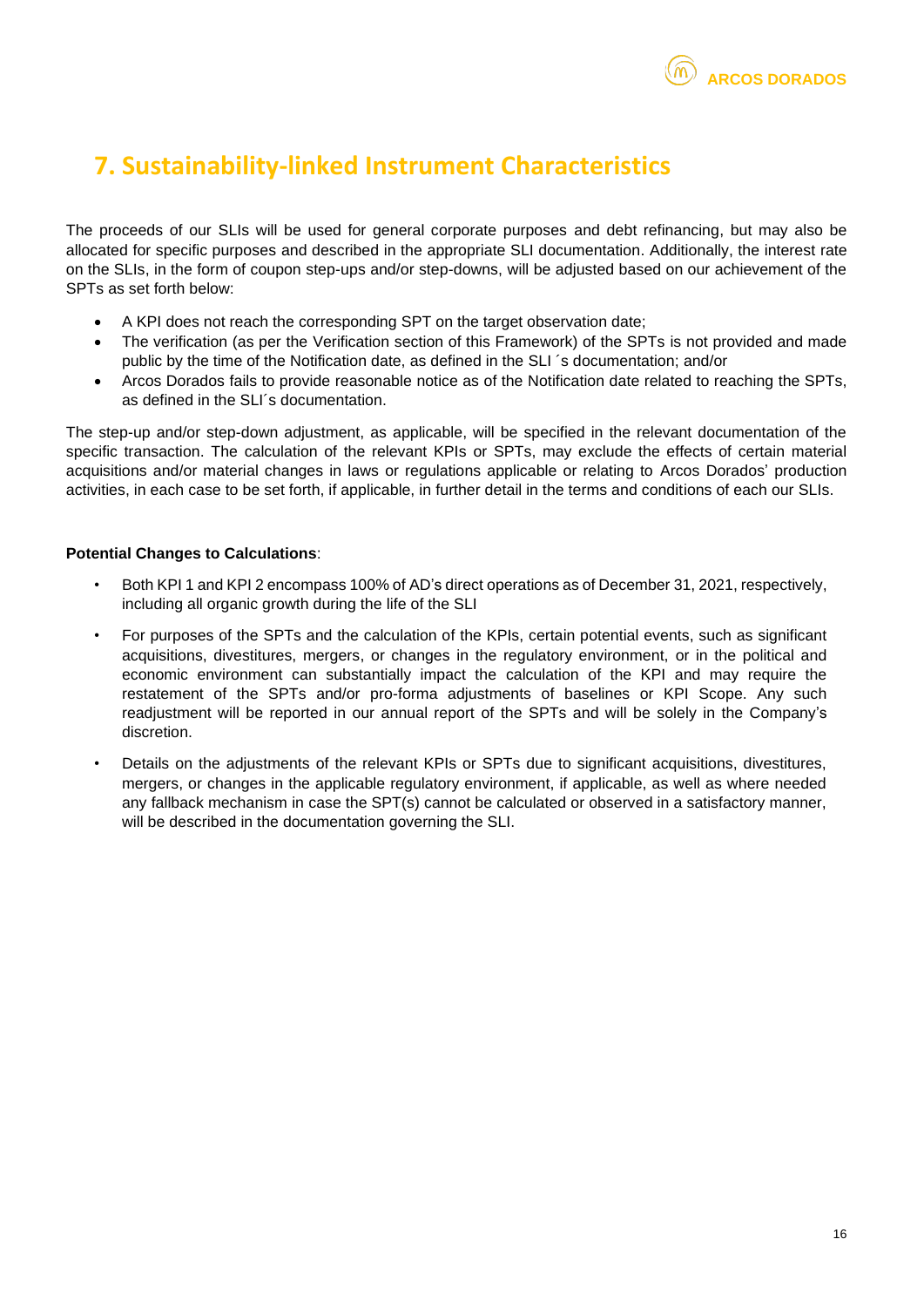# 7. Sustainability-linked Instrument Characteristics

The proceeds of our SLIs will be used for general corporate purposes and debt refinancing, but may also be allocated for specific purposes and described in the appropriate SLI documentation. Additionally, the interest rate on the SLIs, in the form of coupon step-ups and/or step-downs, will be adjusted based on our achievement of the SPTs as set forth below:

- A KPI does not reach the corresponding SPT on the target observation date;
- The verification (as per the Verification section of this Framework) of the SPTs is not provided and made public by the time of the Notification date, as defined in the SLI ´s documentation; and/or
- Arcos Dorados fails to provide reasonable notice as of the Notification date related to reaching the SPTs, as defined in the SLI´s documentation.

The step-up and/or step-down adjustment, as applicable, will be specified in the relevant documentation of the specific transaction. The calculation of the relevant KPIs or SPTs, may exclude the effects of certain material acquisitions and/or material changes in laws or regulations applicable or relating to Arcos Dorados' production activities, in each case to be set forth, if applicable, in further detail in the terms and conditions of each our SLIs.

**Potential Changes to Calculations**:

- Both KPI 1 and KPI 2 encompass 100% of AD's direct operations as of December 31, 2021, respectively, including all organic growth during the life of the SLI
- For purposes of the SPTs and the calculation of the KPIs, certain potential events, such as significant acquisitions, divestitures, mergers, or changes in the regulatory environment, or in the political and economic environment can substantially impact the calculation of the KPI and may require the restatement of the SPTs and/or pro-forma adjustments of baselines or KPI Scope. Any such readjustment will be reported in our annual report of the SPTs and will be solely in the Company's discretion.
- Details on the adjustments of the relevant KPIs or SPTs due to significant acquisitions, divestitures, mergers, or changes in the applicable regulatory environment, if applicable, as well as where needed any fallback mechanism in case the SPT(s) cannot be calculated or observed in a satisfactory manner, will be described in the documentation governing the SLI.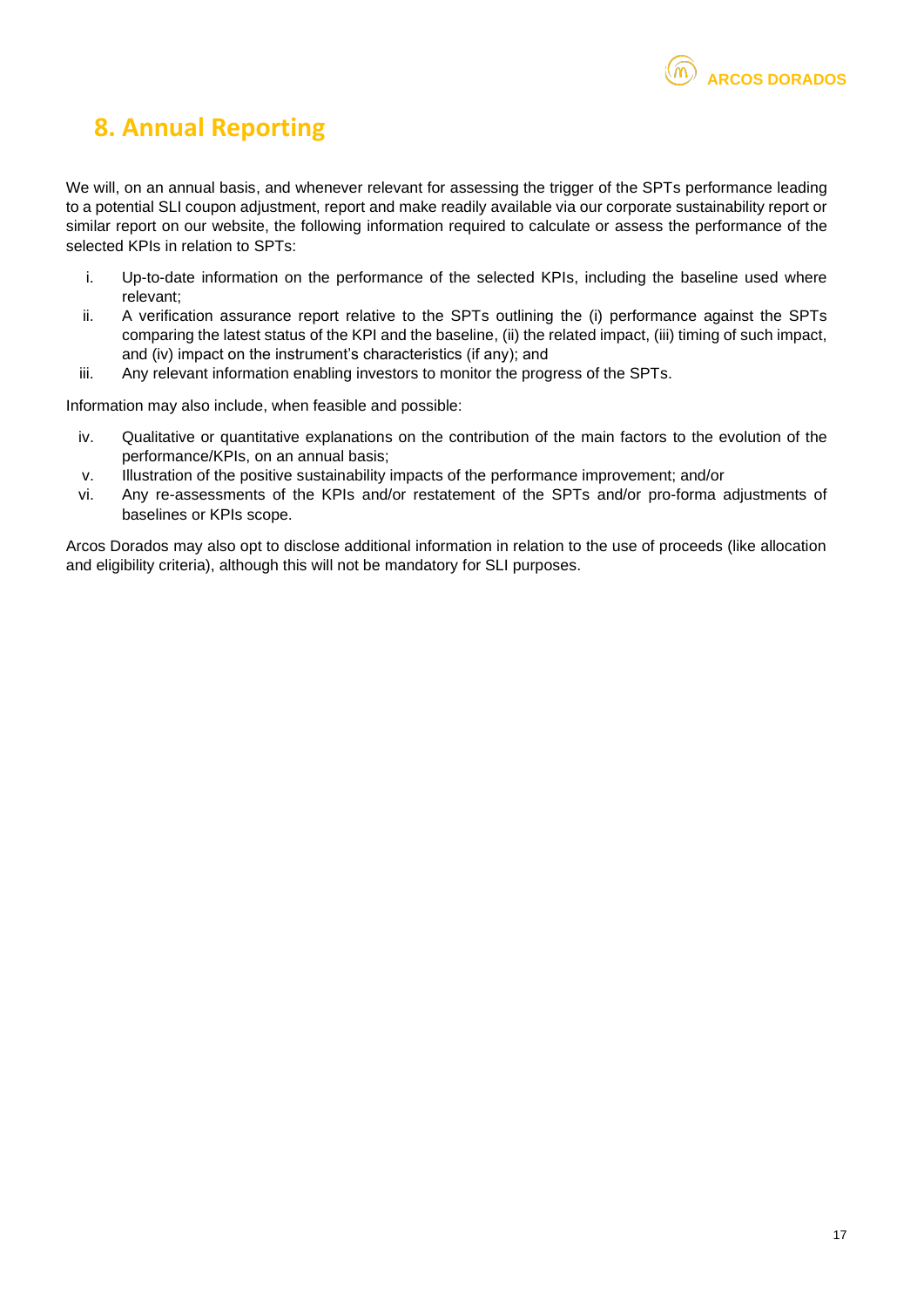# 8. Annual Reporting

We will, on an annual basis, and whenever relevant for assessing the trigger of the SPTs performance leading to a potential SLI coupon adjustment, report and make readily available via our corporate sustainability report or similar report on our website, the following information required to calculate or assess the performance of the selected KPIs in relation to SPTs:

i. Up-to-date information on the performance of the selected KPIs, including the baseline used where relevant;
ii. A verification assurance report relative to the SPTs outlining the (i) performance against the SPTs comparing the latest status of the KPI and the baseline, (ii) the related impact, (iii) timing of such impact, and (iv) impact on the instrument's characteristics (if any); and
iii. Any relevant information enabling investors to monitor the progress of the SPTs.

Information may also include, when feasible and possible:

iv. Qualitative or quantitative explanations on the contribution of the main factors to the evolution of the performance/KPIs, on an annual basis;
v. Illustration of the positive sustainability impacts of the performance improvement; and/or
vi. Any re-assessments of the KPIs and/or restatement of the SPTs and/or pro-forma adjustments of baselines or KPIs scope.

Arcos Dorados may also opt to disclose additional information in relation to the use of proceeds (like allocation and eligibility criteria), although this will not be mandatory for SLI purposes.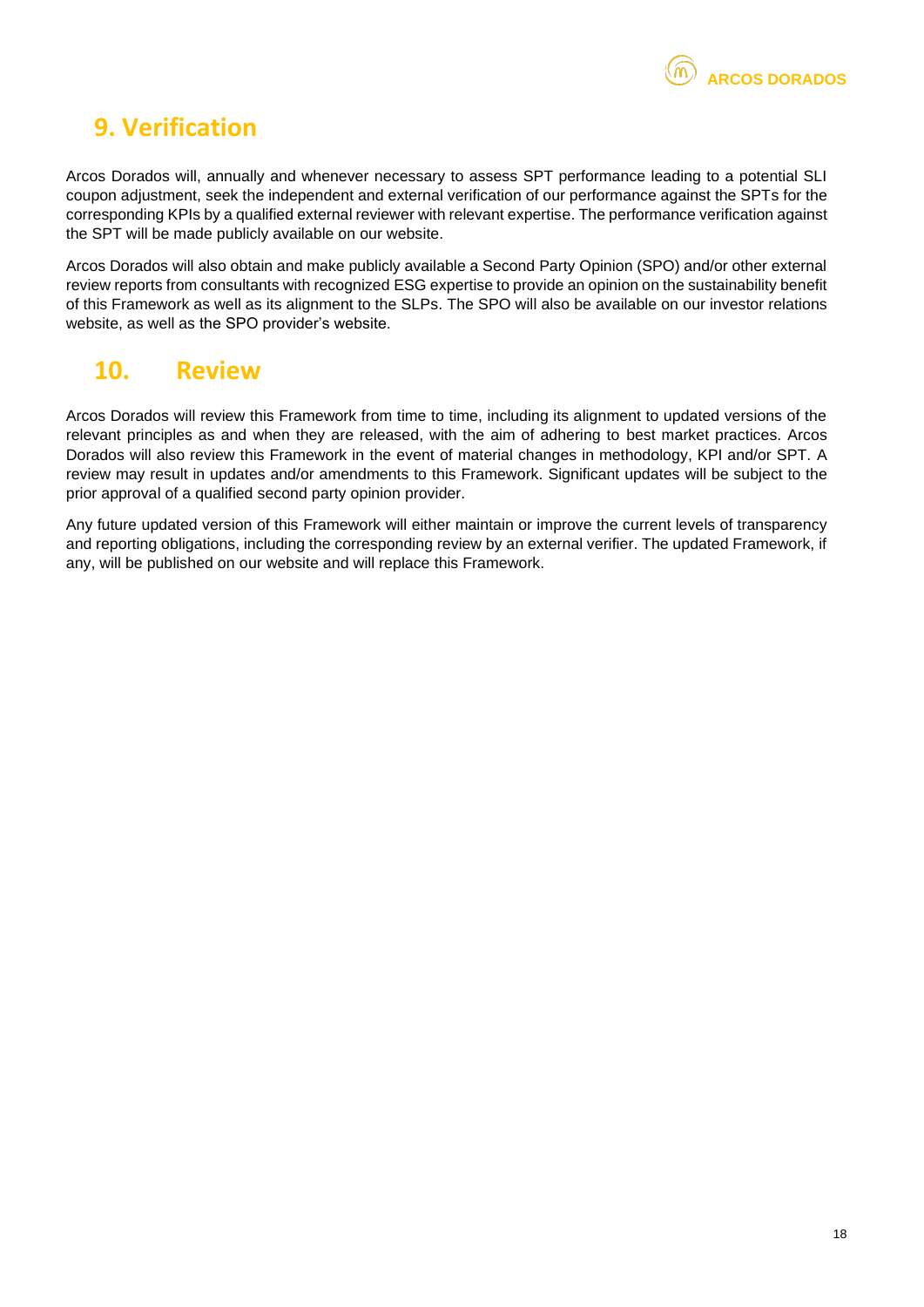## 9. Verification

Arcos Dorados will, annually and whenever necessary to assess SPT performance leading to a potential SLI coupon adjustment, seek the independent and external verification of our performance against the SPTs for the corresponding KPIs by a qualified external reviewer with relevant expertise. The performance verification against the SPT will be made publicly available on our website.

Arcos Dorados will also obtain and make publicly available a Second Party Opinion (SPO) and/or other external review reports from consultants with recognized ESG expertise to provide an opinion on the sustainability benefit of this Framework as well as its alignment to the SLPs. The SPO will also be available on our investor relations website, as well as the SPO provider's website.

## 10. Review

Arcos Dorados will review this Framework from time to time, including its alignment to updated versions of the relevant principles as and when they are released, with the aim of adhering to best market practices. Arcos Dorados will also review this Framework in the event of material changes in methodology, KPI and/or SPT. A review may result in updates and/or amendments to this Framework. Significant updates will be subject to the prior approval of a qualified second party opinion provider.

Any future updated version of this Framework will either maintain or improve the current levels of transparency and reporting obligations, including the corresponding review by an external verifier. The updated Framework, if any, will be published on our website and will replace this Framework.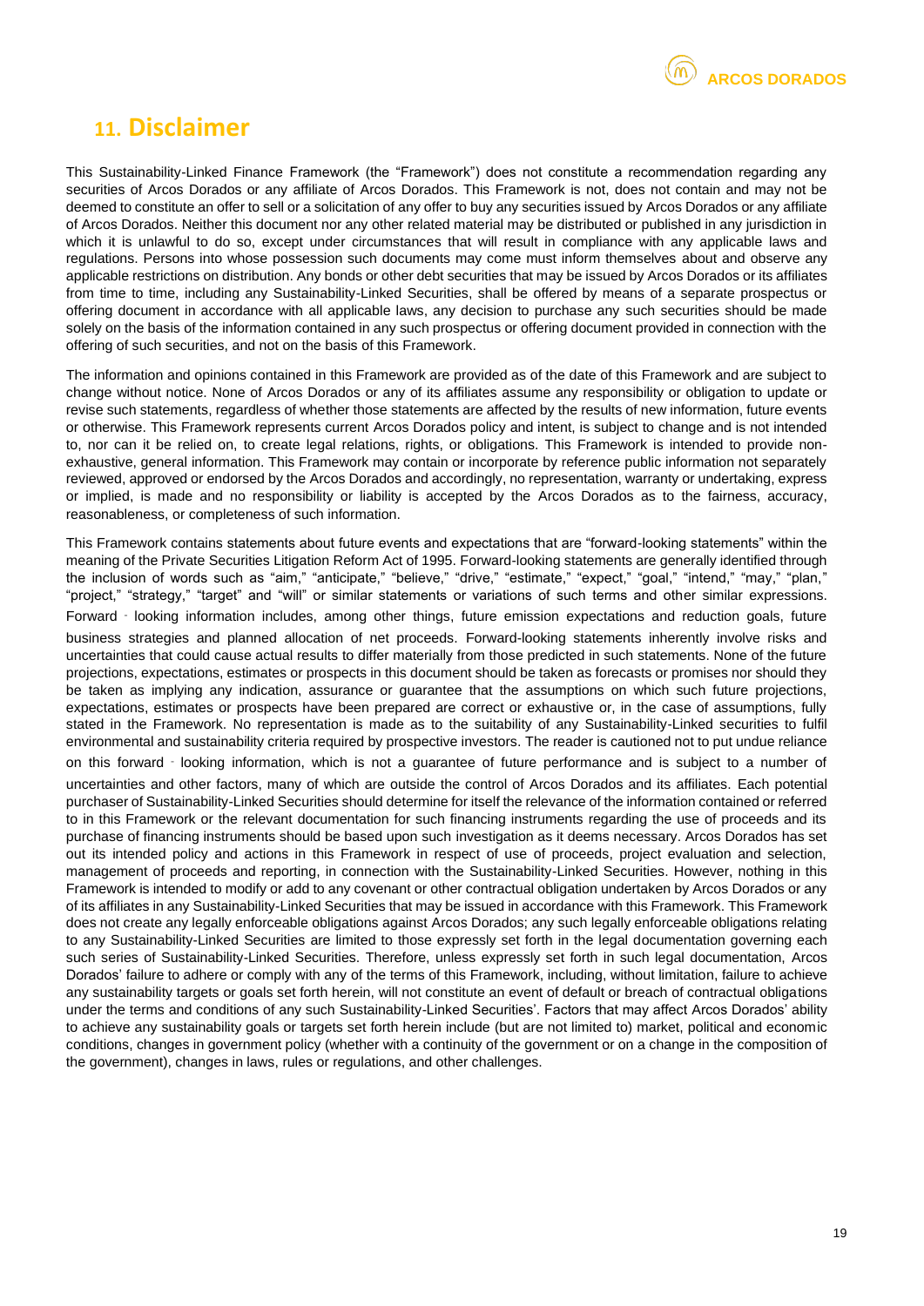# 11. Disclaimer

This Sustainability-Linked Finance Framework (the "Framework") does not constitute a recommendation regarding any securities of Arcos Dorados or any affiliate of Arcos Dorados. This Framework is not, does not contain and may not be deemed to constitute an offer to sell or a solicitation of any offer to buy any securities issued by Arcos Dorados or any affiliate of Arcos Dorados. Neither this document nor any other related material may be distributed or published in any jurisdiction in which it is unlawful to do so, except under circumstances that will result in compliance with any applicable laws and regulations. Persons into whose possession such documents may come must inform themselves about and observe any applicable restrictions on distribution. Any bonds or other debt securities that may be issued by Arcos Dorados or its affiliates from time to time, including any Sustainability-Linked Securities, shall be offered by means of a separate prospectus or offering document in accordance with all applicable laws, any decision to purchase any such securities should be made solely on the basis of the information contained in any such prospectus or offering document provided in connection with the offering of such securities, and not on the basis of this Framework.

The information and opinions contained in this Framework are provided as of the date of this Framework and are subject to change without notice. None of Arcos Dorados or any of its affiliates assume any responsibility or obligation to update or revise such statements, regardless of whether those statements are affected by the results of new information, future events or otherwise. This Framework represents current Arcos Dorados policy and intent, is subject to change and is not intended to, nor can it be relied on, to create legal relations, rights, or obligations. This Framework is intended to provide non-exhaustive, general information. This Framework may contain or incorporate by reference public information not separately reviewed, approved or endorsed by the Arcos Dorados and accordingly, no representation, warranty or undertaking, express or implied, is made and no responsibility or liability is accepted by the Arcos Dorados as to the fairness, accuracy, reasonableness, or completeness of such information.

This Framework contains statements about future events and expectations that are "forward-looking statements" within the meaning of the Private Securities Litigation Reform Act of 1995. Forward-looking statements are generally identified through the inclusion of words such as "aim," "anticipate," "believe," "drive," "estimate," "expect," "goal," "intend," "may," "plan," "project," "strategy," "target" and "will" or similar statements or variations of such terms and other similar expressions. Forward - looking information includes, among other things, future emission expectations and reduction goals, future business strategies and planned allocation of net proceeds. Forward-looking statements inherently involve risks and uncertainties that could cause actual results to differ materially from those predicted in such statements. None of the future projections, expectations, estimates or prospects in this document should be taken as forecasts or promises nor should they be taken as implying any indication, assurance or guarantee that the assumptions on which such future projections, expectations, estimates or prospects have been prepared are correct or exhaustive or, in the case of assumptions, fully stated in the Framework. No representation is made as to the suitability of any Sustainability-Linked securities to fulfil environmental and sustainability criteria required by prospective investors. The reader is cautioned not to put undue reliance on this forward - looking information, which is not a guarantee of future performance and is subject to a number of uncertainties and other factors, many of which are outside the control of Arcos Dorados and its affiliates. Each potential purchaser of Sustainability-Linked Securities should determine for itself the relevance of the information contained or referred to in this Framework or the relevant documentation for such financing instruments regarding the use of proceeds and its purchase of financing instruments should be based upon such investigation as it deems necessary. Arcos Dorados has set out its intended policy and actions in this Framework in respect of use of proceeds, project evaluation and selection, management of proceeds and reporting, in connection with the Sustainability-Linked Securities. However, nothing in this Framework is intended to modify or add to any covenant or other contractual obligation undertaken by Arcos Dorados or any of its affiliates in any Sustainability-Linked Securities that may be issued in accordance with this Framework. This Framework does not create any legally enforceable obligations against Arcos Dorados; any such legally enforceable obligations relating to any Sustainability-Linked Securities are limited to those expressly set forth in the legal documentation governing each such series of Sustainability-Linked Securities. Therefore, unless expressly set forth in such legal documentation, Arcos Dorados' failure to adhere or comply with any of the terms of this Framework, including, without limitation, failure to achieve any sustainability targets or goals set forth herein, will not constitute an event of default or breach of contractual obligations under the terms and conditions of any such Sustainability-Linked Securities'. Factors that may affect Arcos Dorados' ability to achieve any sustainability goals or targets set forth herein include (but are not limited to) market, political and economic conditions, changes in government policy (whether with a continuity of the government or on a change in the composition of the government), changes in laws, rules or regulations, and other challenges.